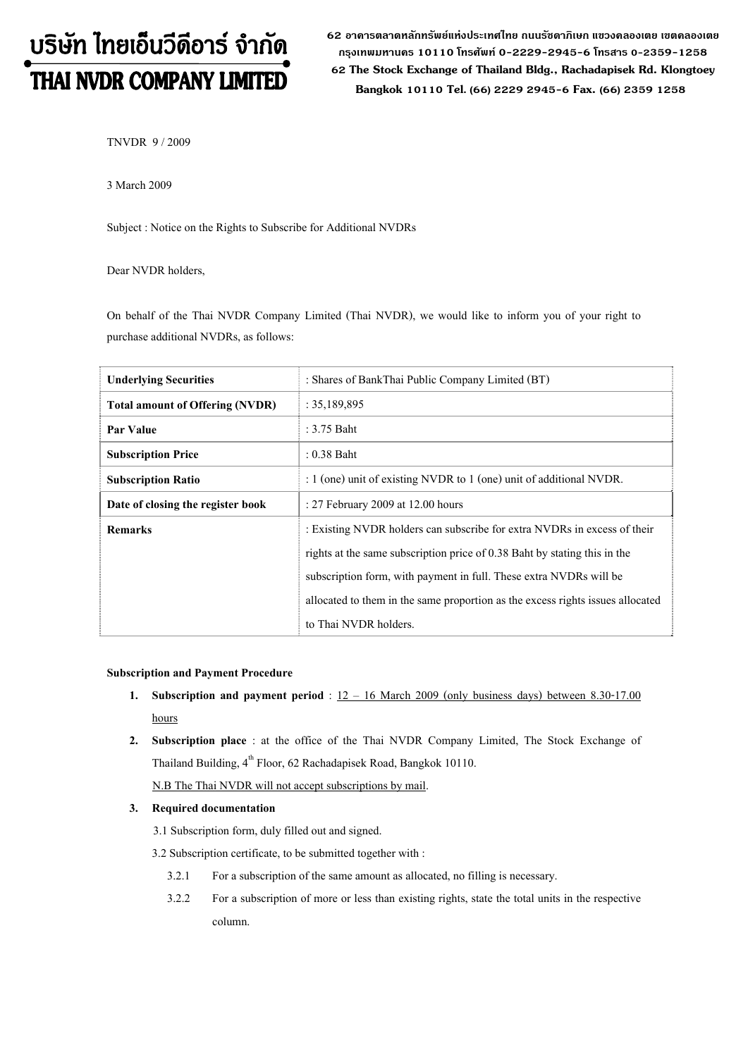# บริษัท ไทยเอ็นวีดีอาร์ จำกัด
# THAI NVDR COMPANY LIMITED

62 อาคารตลาดหลักทรัพย์แห่งประเทศไทย ถนนรัชดาภิเษก แขวงคลองเตย เขตคลองเตย กรุงเทพมหานคร 10110 โทรศัพท์ 0-2229-2945-6 โทรสาร 0-2359-1258
62 The Stock Exchange of Thailand Bldg., Rachadapisek Rd. Klongtoey Bangkok 10110 Tel. (66) 2229 2945-6 Fax. (66) 2359 1258

TNVDR 9 / 2009

3 March 2009

Subject : Notice on the Rights to Subscribe for Additional NVDRs

Dear NVDR holders,

On behalf of the Thai NVDR Company Limited (Thai NVDR), we would like to inform you of your right to purchase additional NVDRs, as follows:

| **Underlying Securities** | : Shares of BankThai Public Company Limited (BT) |
|---|---|
| **Total amount of Offering (NVDR)** | : 35,189,895 |
| **Par Value** | : 3.75 Baht |
| **Subscription Price** | : 0.38 Baht |
| **Subscription Ratio** | : 1 (one) unit of existing NVDR to 1 (one) unit of additional NVDR. |
| **Date of closing the register book** | : 27 February 2009 at 12.00 hours |
| **Remarks** | : Existing NVDR holders can subscribe for extra NVDRs in excess of their rights at the same subscription price of 0.38 Baht by stating this in the subscription form, with payment in full. These extra NVDRs will be allocated to them in the same proportion as the excess rights issues allocated to Thai NVDR holders. |

**Subscription and Payment Procedure**

1. **Subscription and payment period** : 12 – 16 March 2009 (only business days) between 8.30-17.00 hours
2. **Subscription place** : at the office of the Thai NVDR Company Limited, The Stock Exchange of Thailand Building, 4th Floor, 62 Rachadapisek Road, Bangkok 10110.

   N.B The Thai NVDR will not accept subscriptions by mail.
3. **Required documentation**

   3.1 Subscription form, duly filled out and signed.

   3.2 Subscription certificate, to be submitted together with :

   3.2.1 For a subscription of the same amount as allocated, no filling is necessary.

   3.2.2 For a subscription of more or less than existing rights, state the total units in the respective column.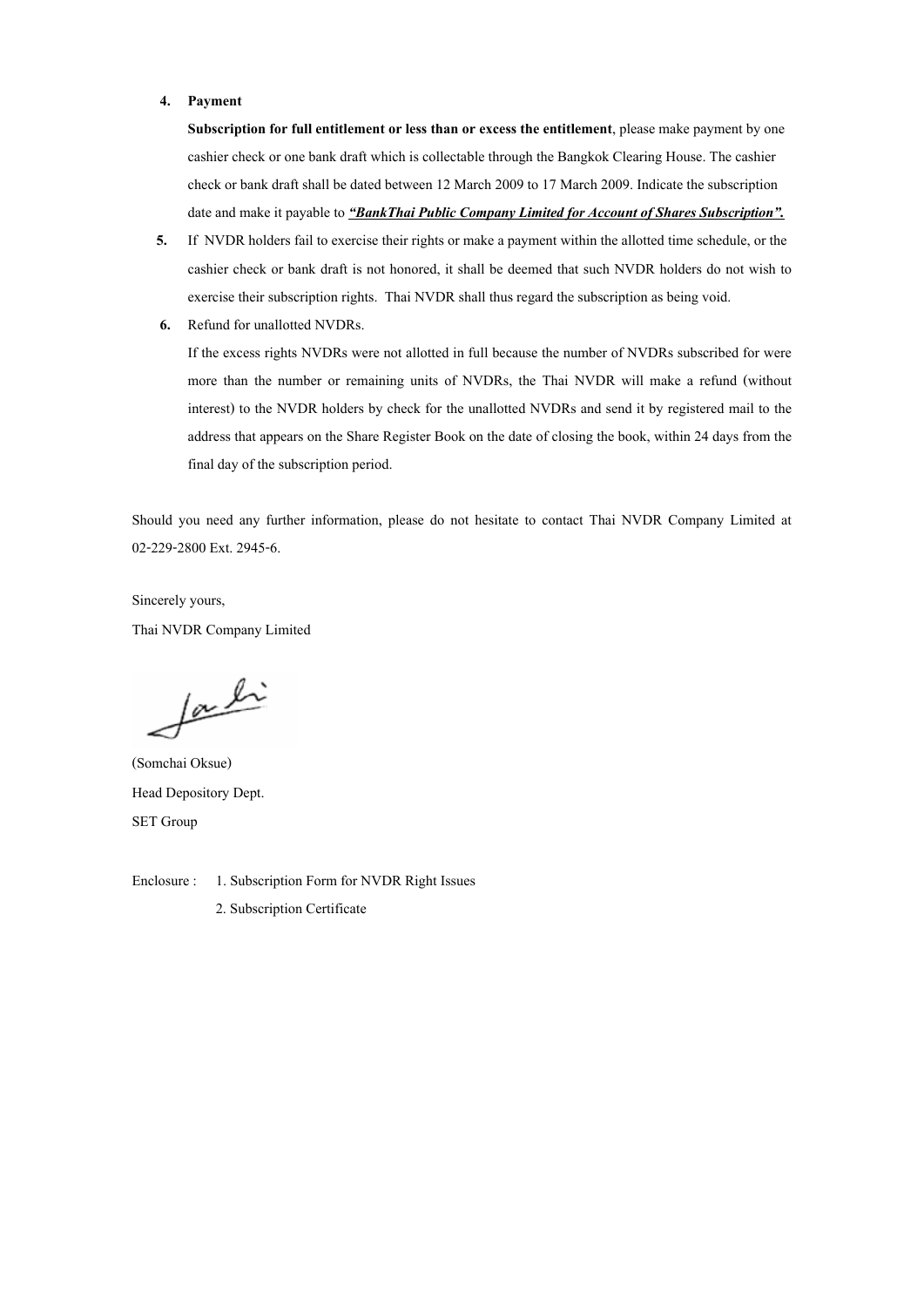4. **Payment**

   **Subscription for full entitlement or less than or excess the entitlement**, please make payment by one cashier check or one bank draft which is collectable through the Bangkok Clearing House. The cashier check or bank draft shall be dated between 12 March 2009 to 17 March 2009. Indicate the subscription date and make it payable to ***<u>"BankThai Public Company Limited for Account of Shares Subscription".</u>***

5. If NVDR holders fail to exercise their rights or make a payment within the allotted time schedule, or the cashier check or bank draft is not honored, it shall be deemed that such NVDR holders do not wish to exercise their subscription rights. Thai NVDR shall thus regard the subscription as being void.

6. Refund for unallotted NVDRs.

   If the excess rights NVDRs were not allotted in full because the number of NVDRs subscribed for were more than the number or remaining units of NVDRs, the Thai NVDR will make a refund (without interest) to the NVDR holders by check for the unallotted NVDRs and send it by registered mail to the address that appears on the Share Register Book on the date of closing the book, within 24 days from the final day of the subscription period.

Should you need any further information, please do not hesitate to contact Thai NVDR Company Limited at 02-229-2800 Ext. 2945-6.

Sincerely yours,

Thai NVDR Company Limited

(Somchai Oksue)

Head Depository Dept.

SET Group

Enclosure : 1. Subscription Form for NVDR Right Issues

2. Subscription Certificate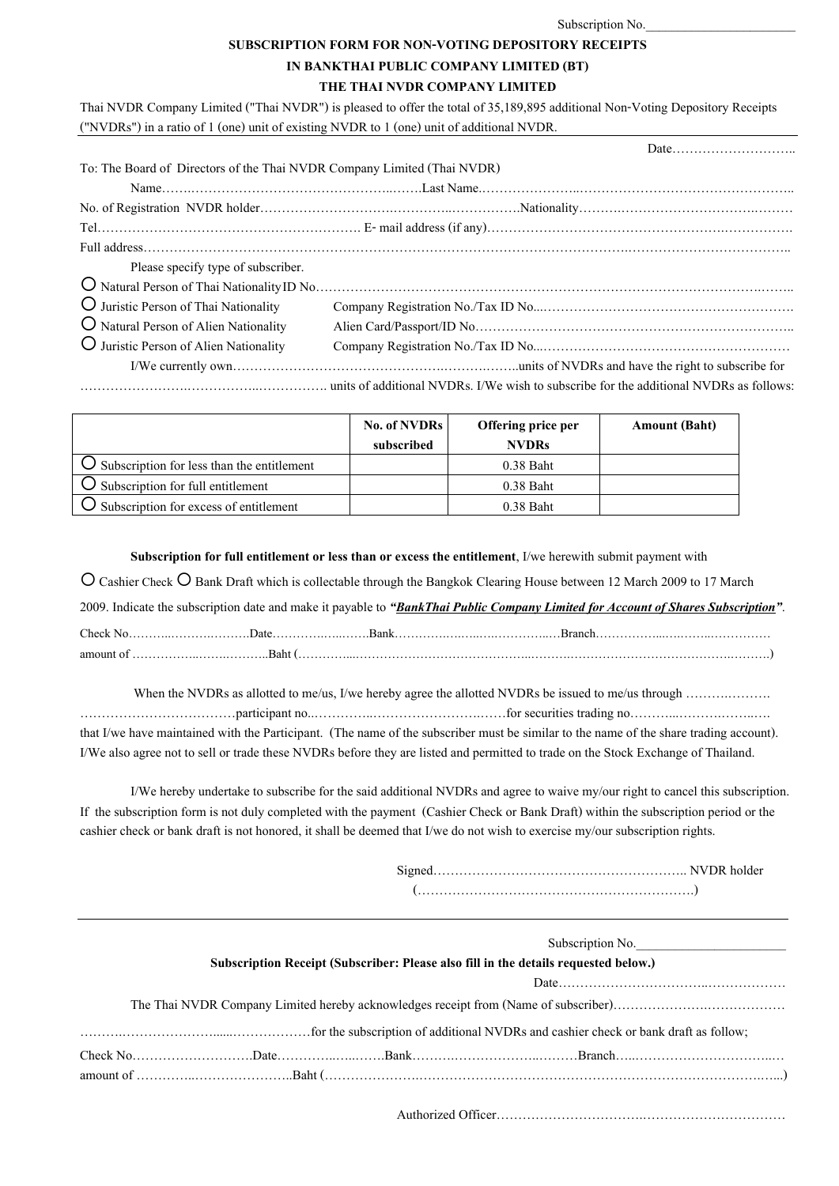Subscription No.______________________

**SUBSCRIPTION FORM FOR NON-VOTING DEPOSITORY RECEIPTS**

**IN BANKTHAI PUBLIC COMPANY LIMITED (BT)**

**THE THAI NVDR COMPANY LIMITED**

Thai NVDR Company Limited ("Thai NVDR") is pleased to offer the total of 35,189,895 additional Non-Voting Depository Receipts ("NVDRs") in a ratio of 1 (one) unit of existing NVDR to 1 (one) unit of additional NVDR.

Date………………………..

To: The Board of Directors of the Thai NVDR Company Limited (Thai NVDR)

Name……..……………………………………..…….Last Name.…………………..………………………………………..

No. of Registration NVDR holder…………………………….………..…………….Nationality……….……………………….………

Tel……………………………………………………. E- mail address (if any)…………………………………………….…………….

Full address……………………………………………………………………………………….………………………………..

Please specify type of subscriber.

○ Natural Person of Thai Nationality ID No………………………………………………………………………………………..……..

○ Juristic Person of Thai Nationality Company Registration No./Tax ID No...…………………………………………………….

○ Natural Person of Alien Nationality Alien Card/Passport/ID No…………………………………………………………………..

○ Juristic Person of Alien Nationality Company Registration No./Tax ID No...…………………………………………………

I/We currently own…………………………………………..…….……..units of NVDRs and have the right to subscribe for ……………………..……………..……………. units of additional NVDRs. I/We wish to subscribe for the additional NVDRs as follows:

| | No. of NVDRs subscribed | Offering price per NVDRs | Amount (Baht) |
|---|---|---|---|
| ○ Subscription for less than the entitlement | | 0.38 Baht | |
| ○ Subscription for full entitlement | | 0.38 Baht | |
| ○ Subscription for excess of entitlement | | 0.38 Baht | |

**Subscription for full entitlement or less than or excess the entitlement**, I/we herewith submit payment with

○ Cashier Check ○ Bank Draft which is collectable through the Bangkok Clearing House between 12 March 2009 to 17 March 2009. Indicate the subscription date and make it payable to ***"BankThai Public Company Limited for Account of Shares Subscription"***.

Check No………..………..……….Date………….…..…….Bank…………….….…..……………..…Branch…………….…..……..……………

amount of ……………..……..……..Baht (…………...………………………………….……….………………………………….……..)

When the NVDRs as allotted to me/us, I/we hereby agree the allotted NVDRs be issued to me/us through ……….………. ………………………………participant no..…………..……………………….……for securities trading no………..……….……..…. that I/we have maintained with the Participant. (The name of the subscriber must be similar to the name of the share trading account). I/We also agree not to sell or trade these NVDRs before they are listed and permitted to trade on the Stock Exchange of Thailand.

I/We hereby undertake to subscribe for the said additional NVDRs and agree to waive my/our right to cancel this subscription. If the subscription form is not duly completed with the payment (Cashier Check or Bank Draft) within the subscription period or the cashier check or bank draft is not honored, it shall be deemed that I/we do not wish to exercise my/our subscription rights.

Signed………………………………………………….. NVDR holder

(……………………………………………………….)

---

Subscription No.______________________

**Subscription Receipt (Subscriber: Please also fill in the details requested below.)**

Date……………………………..………………

The Thai NVDR Company Limited hereby acknowledges receipt from (Name of subscriber)………………….………………

……….…………………......………………for the subscription of additional NVDRs and cashier check or bank draft as follow;

Check No……………………….Date…………..….…….Bank……….……………..………Branch…..…………………………..…

amount of …………..…………………..Baht (………………….……………………………………………………………….…...)

Authorized Officer……………………………….……………………………